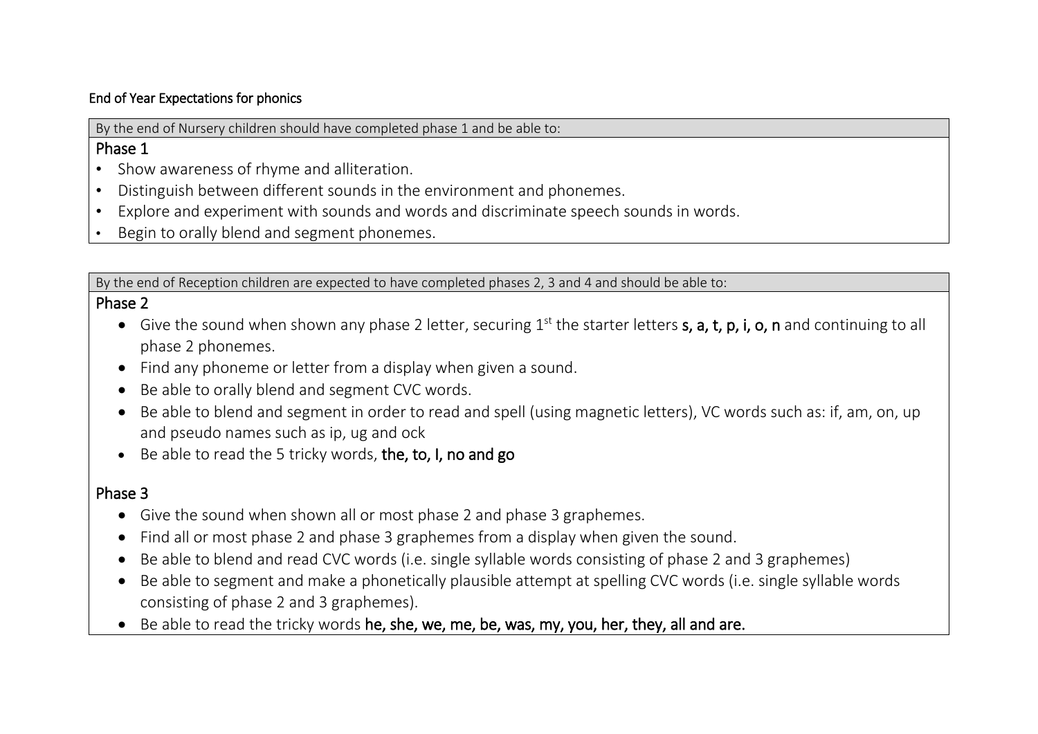## End of Year Expectations for phonics

By the end of Nursery children should have completed phase 1 and be able to:

### Phase 1

- Show awareness of rhyme and alliteration.
- Distinguish between different sounds in the environment and phonemes.
- Explore and experiment with sounds and words and discriminate speech sounds in words.
- Begin to orally blend and segment phonemes.

By the end of Reception children are expected to have completed phases 2, 3 and 4 and should be able to:

### Phase 2

- Give the sound when shown any phase 2 letter, securing 1st the starter letters **s, a, t, p, i, o, n** and continuing to all phase 2 phonemes.
- Find any phoneme or letter from a display when given a sound.
- Be able to orally blend and segment CVC words.
- Be able to blend and segment in order to read and spell (using magnetic letters), VC words such as: if, am, on, up and pseudo names such as ip, ug and ock
- Be able to read the 5 tricky words, **the, to, I, no and go**

### Phase 3

- Give the sound when shown all or most phase 2 and phase 3 graphemes.
- Find all or most phase 2 and phase 3 graphemes from a display when given the sound.
- Be able to blend and read CVC words (i.e. single syllable words consisting of phase 2 and 3 graphemes)
- Be able to segment and make a phonetically plausible attempt at spelling CVC words (i.e. single syllable words consisting of phase 2 and 3 graphemes).
- Be able to read the tricky words **he, she, we, me, be, was, my, you, her, they, all and are.**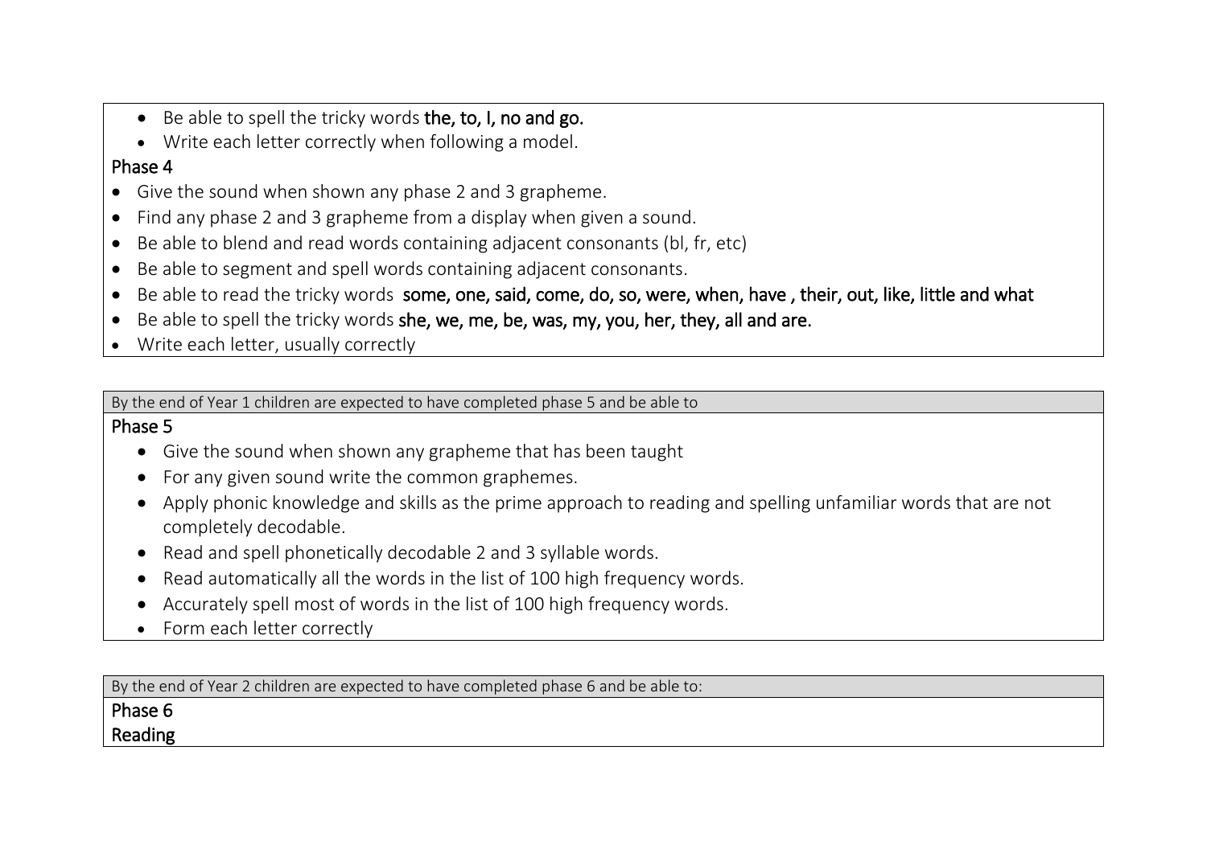- Be able to spell the tricky words **the, to, I, no and go.**
- Write each letter correctly when following a model.

### Phase 4

- Give the sound when shown any phase 2 and 3 grapheme.
- Find any phase 2 and 3 grapheme from a display when given a sound.
- Be able to blend and read words containing adjacent consonants (bl, fr, etc)
- Be able to segment and spell words containing adjacent consonants.
- Be able to read the tricky words **some, one, said, come, do, so, were, when, have , their, out, like, little and what**
- Be able to spell the tricky words **she, we, me, be, was, my, you, her, they, all and are.**
- Write each letter, usually correctly

By the end of Year 1 children are expected to have completed phase 5 and be able to

### Phase 5

- Give the sound when shown any grapheme that has been taught
- For any given sound write the common graphemes.
- Apply phonic knowledge and skills as the prime approach to reading and spelling unfamiliar words that are not completely decodable.
- Read and spell phonetically decodable 2 and 3 syllable words.
- Read automatically all the words in the list of 100 high frequency words.
- Accurately spell most of words in the list of 100 high frequency words.
- Form each letter correctly

By the end of Year 2 children are expected to have completed phase 6 and be able to:

### Phase 6

#### Reading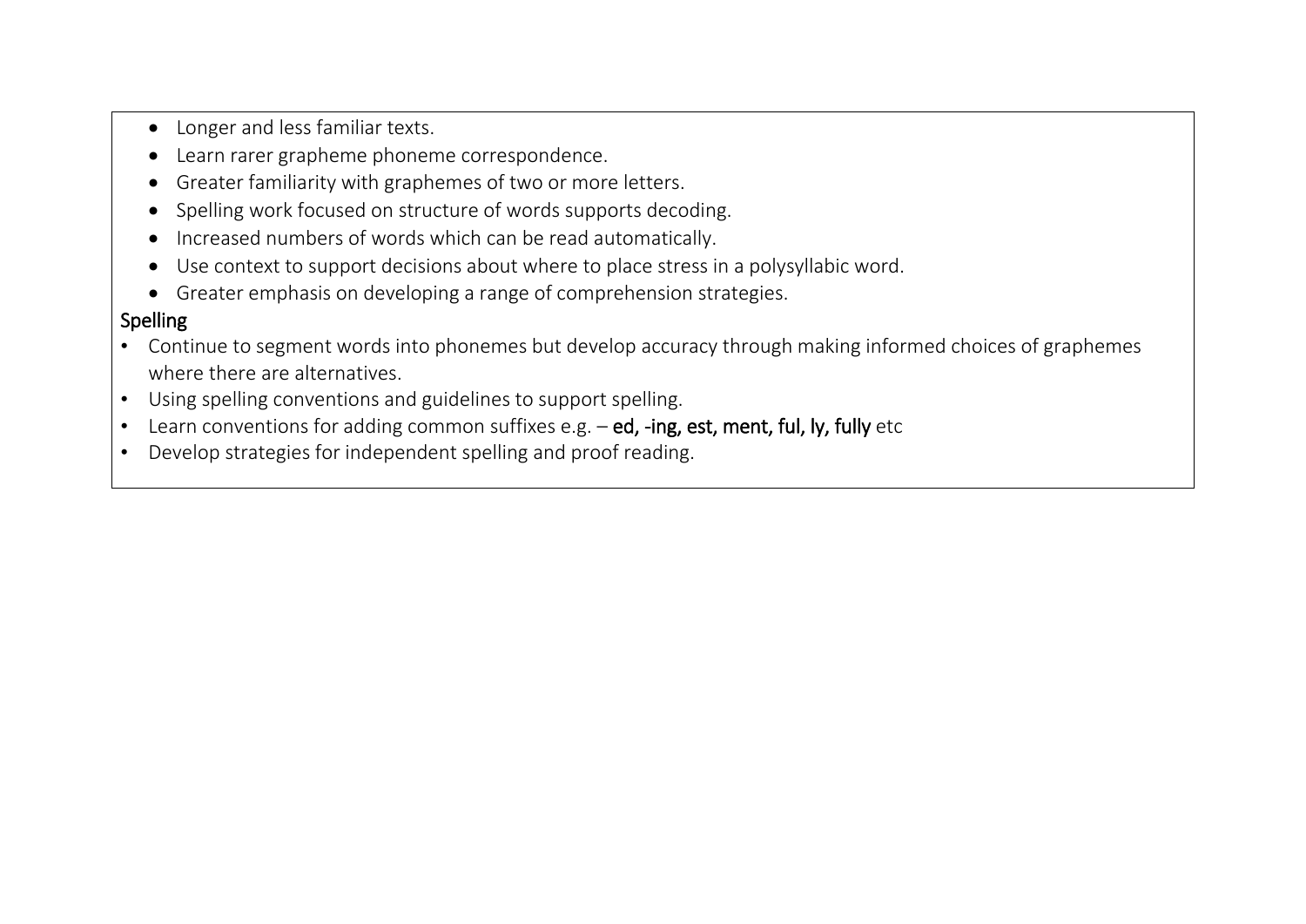- Longer and less familiar texts.
- Learn rarer grapheme phoneme correspondence.
- Greater familiarity with graphemes of two or more letters.
- Spelling work focused on structure of words supports decoding.
- Increased numbers of words which can be read automatically.
- Use context to support decisions about where to place stress in a polysyllabic word.
- Greater emphasis on developing a range of comprehension strategies.

Spelling

- Continue to segment words into phonemes but develop accuracy through making informed choices of graphemes where there are alternatives.
- Using spelling conventions and guidelines to support spelling.
- Learn conventions for adding common suffixes e.g. – ed, -ing, est, ment, ful, ly, fully etc
- Develop strategies for independent spelling and proof reading.